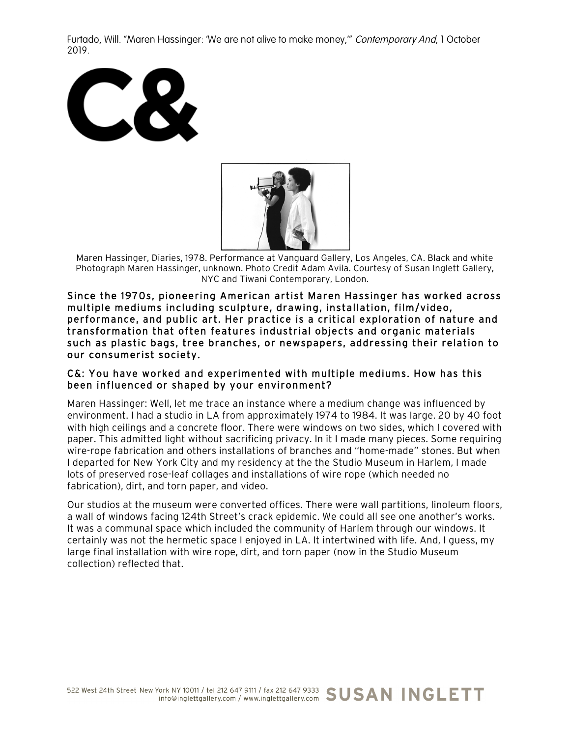Furtado, Will. "Maren Hassinger: 'We are not alive to make money,'" *Contemporary And,* 1 October 2019.

# C&

Maren Hassinger, Diaries, 1978. Performance at Vanguard Gallery, Los Angeles, CA. Black and white Photograph Maren Hassinger, unknown. Photo Credit Adam Avila. Courtesy of Susan Inglett Gallery, NYC and Tiwani Contemporary, London.

**Since the 1970s, pioneering American artist Maren Hassinger has worked across multiple mediums including sculpture, drawing, installation, film/video, performance, and public art. Her practice is a critical exploration of nature and transformation that often features industrial objects and organic materials such as plastic bags, tree branches, or newspapers, addressing their relation to our consumerist society.**

**C&: You have worked and experimented with multiple mediums. How has this been influenced or shaped by your environment?**

Maren Hassinger: Well, let me trace an instance where a medium change was influenced by environment. I had a studio in LA from approximately 1974 to 1984. It was large. 20 by 40 foot with high ceilings and a concrete floor. There were windows on two sides, which I covered with paper. This admitted light without sacrificing privacy. In it I made many pieces. Some requiring wire-rope fabrication and others installations of branches and "home-made" stones. But when I departed for New York City and my residency at the the Studio Museum in Harlem, I made lots of preserved rose-leaf collages and installations of wire rope (which needed no fabrication), dirt, and torn paper, and video.

Our studios at the museum were converted offices. There were wall partitions, linoleum floors, a wall of windows facing 124th Street's crack epidemic. We could all see one another's works. It was a communal space which included the community of Harlem through our windows. It certainly was not the hermetic space I enjoyed in LA. It intertwined with life. And, I guess, my large final installation with wire rope, dirt, and torn paper (now in the Studio Museum collection) reflected that.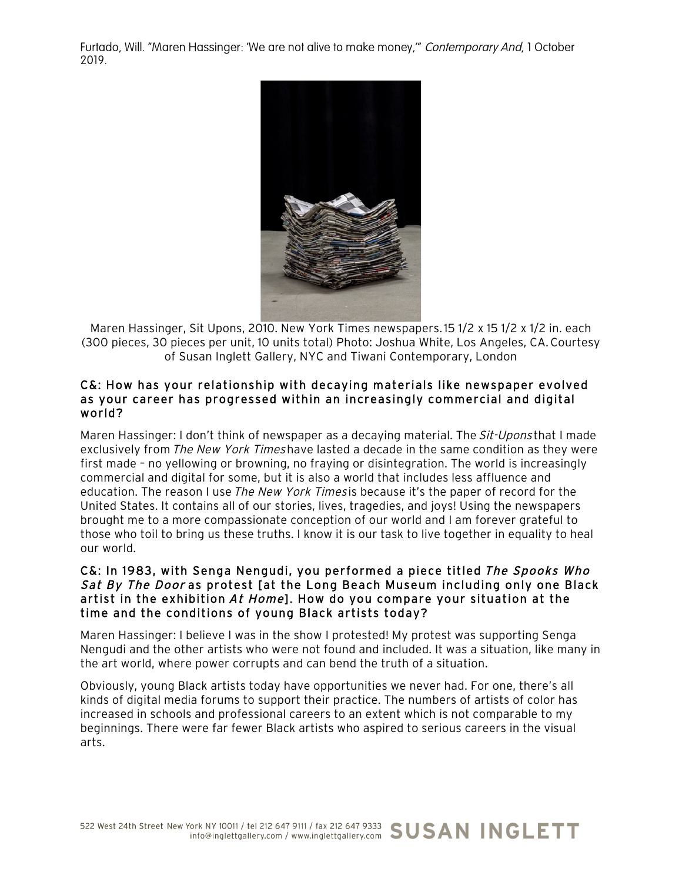Furtado, Will. "Maren Hassinger: 'We are not alive to make money,'" *Contemporary And,* 1 October 2019.

Maren Hassinger, Sit Upons, 2010. New York Times newspapers. 15 1/2 x 15 1/2 x 1/2 in. each (300 pieces, 30 pieces per unit, 10 units total) Photo: Joshua White, Los Angeles, CA. Courtesy of Susan Inglett Gallery, NYC and Tiwani Contemporary, London

**C&: How has your relationship with decaying materials like newspaper evolved as your career has progressed within an increasingly commercial and digital world?**

Maren Hassinger: I don't think of newspaper as a decaying material. The *Sit-Upons* that I made exclusively from *The New York Times* have lasted a decade in the same condition as they were first made – no yellowing or browning, no fraying or disintegration. The world is increasingly commercial and digital for some, but it is also a world that includes less affluence and education. The reason I use *The New York Times* is because it's the paper of record for the United States. It contains all of our stories, lives, tragedies, and joys! Using the newspapers brought me to a more compassionate conception of our world and I am forever grateful to those who toil to bring us these truths. I know it is our task to live together in equality to heal our world.

**C&: In 1983, with Senga Nengudi, you performed a piece titled *The Spooks Who Sat By The Door* as protest [at the Long Beach Museum including only one Black artist in the exhibition *At Home*]. How do you compare your situation at the time and the conditions of young Black artists today?**

Maren Hassinger: I believe I was in the show I protested! My protest was supporting Senga Nengudi and the other artists who were not found and included. It was a situation, like many in the art world, where power corrupts and can bend the truth of a situation.

Obviously, young Black artists today have opportunities we never had. For one, there's all kinds of digital media forums to support their practice. The numbers of artists of color has increased in schools and professional careers to an extent which is not comparable to my beginnings. There were far fewer Black artists who aspired to serious careers in the visual arts.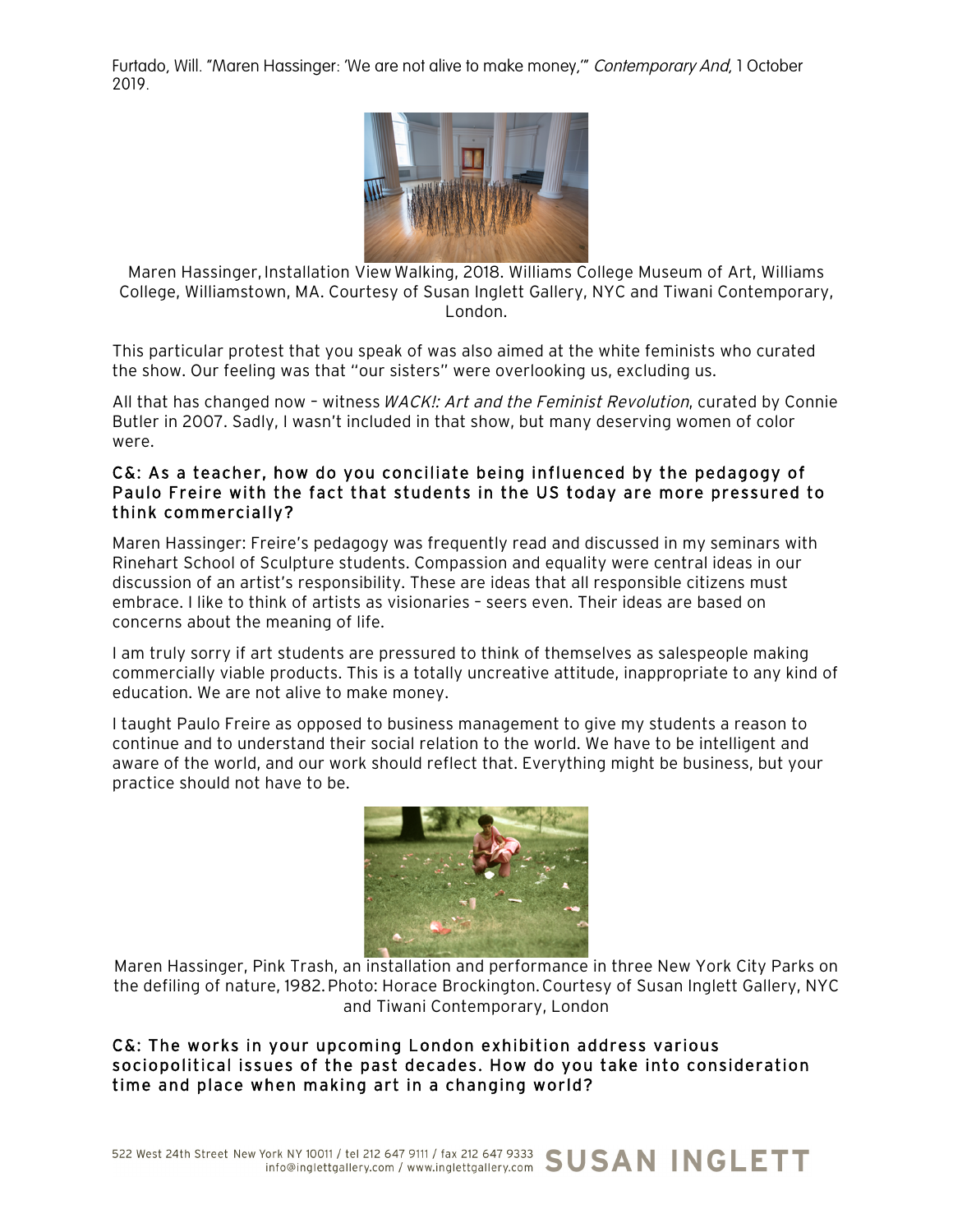Furtado, Will. "Maren Hassinger: 'We are not alive to make money,'" *Contemporary And,* 1 October 2019.

Maren Hassinger, Installation View Walking, 2018. Williams College Museum of Art, Williams College, Williamstown, MA. Courtesy of Susan Inglett Gallery, NYC and Tiwani Contemporary, London.

This particular protest that you speak of was also aimed at the white feminists who curated the show. Our feeling was that "our sisters" were overlooking us, excluding us.

All that has changed now – witness *WACK!: Art and the Feminist Revolution*, curated by Connie Butler in 2007. Sadly, I wasn't included in that show, but many deserving women of color were.

### C&: As a teacher, how do you conciliate being influenced by the pedagogy of Paulo Freire with the fact that students in the US today are more pressured to think commercially?

Maren Hassinger: Freire's pedagogy was frequently read and discussed in my seminars with Rinehart School of Sculpture students. Compassion and equality were central ideas in our discussion of an artist's responsibility. These are ideas that all responsible citizens must embrace. I like to think of artists as visionaries – seers even. Their ideas are based on concerns about the meaning of life.

I am truly sorry if art students are pressured to think of themselves as salespeople making commercially viable products. This is a totally uncreative attitude, inappropriate to any kind of education. We are not alive to make money.

I taught Paulo Freire as opposed to business management to give my students a reason to continue and to understand their social relation to the world. We have to be intelligent and aware of the world, and our work should reflect that. Everything might be business, but your practice should not have to be.

Maren Hassinger, Pink Trash, an installation and performance in three New York City Parks on the defiling of nature, 1982. Photo: Horace Brockington. Courtesy of Susan Inglett Gallery, NYC and Tiwani Contemporary, London

### C&: The works in your upcoming London exhibition address various sociopolitical issues of the past decades. How do you take into consideration time and place when making art in a changing world?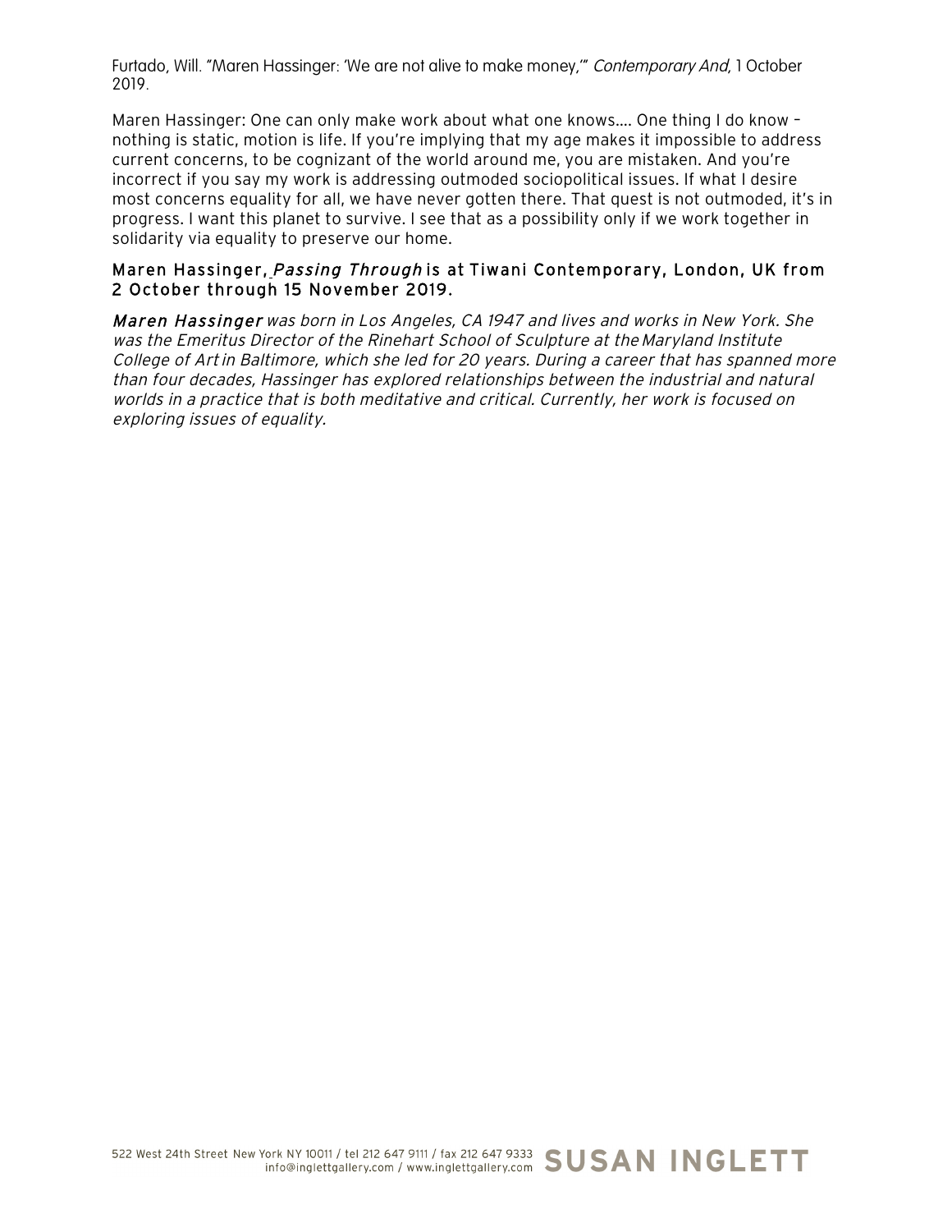Furtado, Will. "Maren Hassinger: 'We are not alive to make money,'" *Contemporary And*, 1 October 2019.

Maren Hassinger: One can only make work about what one knows.... One thing I do know – nothing is static, motion is life. If you're implying that my age makes it impossible to address current concerns, to be cognizant of the world around me, you are mistaken. And you're incorrect if you say my work is addressing outmoded sociopolitical issues. If what I desire most concerns equality for all, we have never gotten there. That quest is not outmoded, it's in progress. I want this planet to survive. I see that as a possibility only if we work together in solidarity via equality to preserve our home.

Maren Hassinger, *Passing Through* is at Tiwani Contemporary, London, UK from 2 October through 15 November 2019.

*Maren Hassinger was born in Los Angeles, CA 1947 and lives and works in New York. She was the Emeritus Director of the Rinehart School of Sculpture at the Maryland Institute College of Art in Baltimore, which she led for 20 years. During a career that has spanned more than four decades, Hassinger has explored relationships between the industrial and natural worlds in a practice that is both meditative and critical. Currently, her work is focused on exploring issues of equality.*

522 West 24th Street New York NY 10011 / tel 212 647 9111 / fax 212 647 9333 info@inglettgallery.com / www.inglettgallery.com SUSAN INGLETT